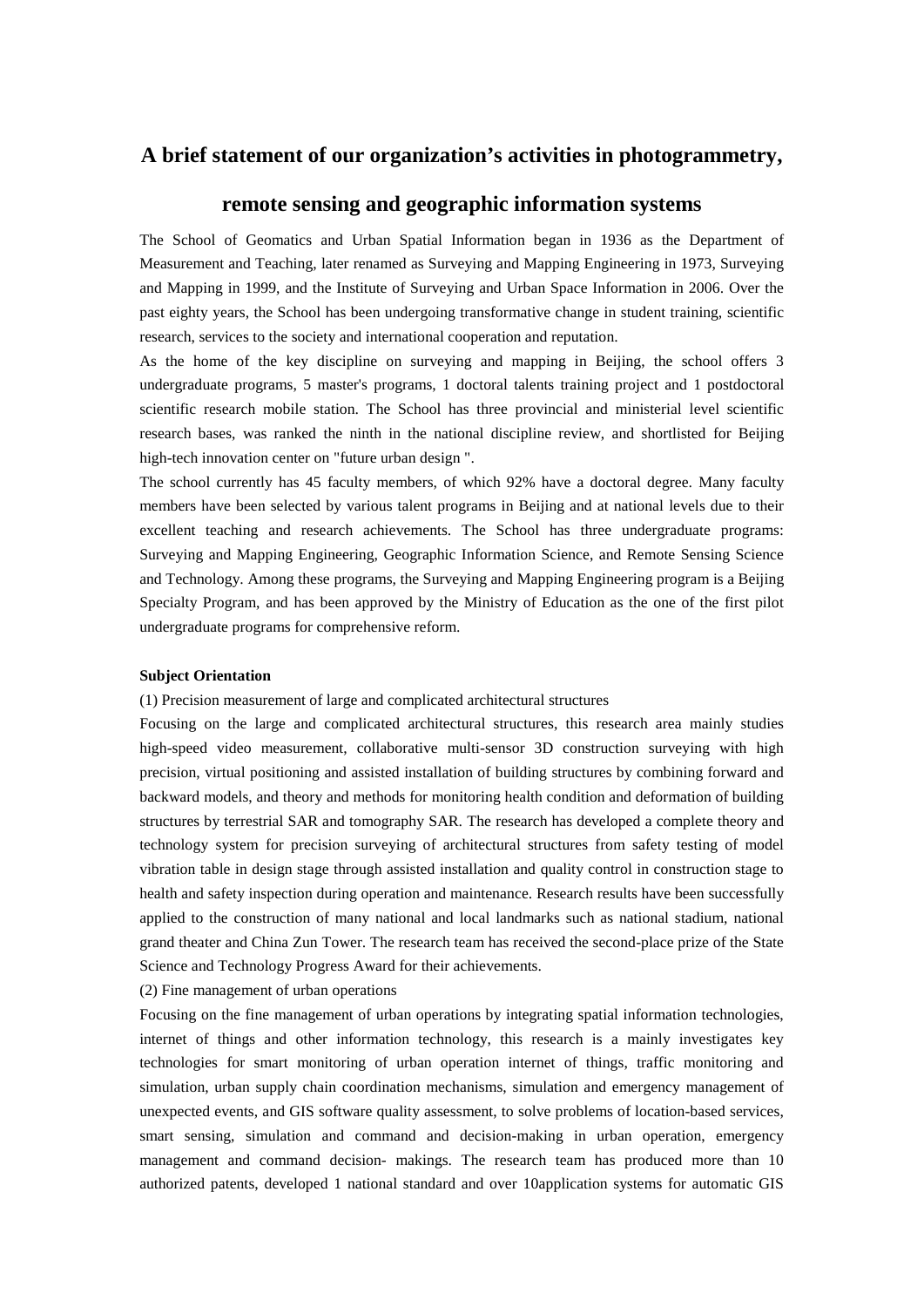# A brief statement of our organization's activities in photogrammetry, remote sensing and geographic information systems

The School of Geomatics and Urban Spatial Information began in 1936 as the Department of Measurement and Teaching, later renamed as Surveying and Mapping Engineering in 1973, Surveying and Mapping in 1999, and the Institute of Surveying and Urban Space Information in 2006. Over the past eighty years, the School has been undergoing transformative change in student training, scientific research, services to the society and international cooperation and reputation.

As the home of the key discipline on surveying and mapping in Beijing, the school offers 3 undergraduate programs, 5 master's programs, 1 doctoral talents training project and 1 postdoctoral scientific research mobile station. The School has three provincial and ministerial level scientific research bases, was ranked the ninth in the national discipline review, and shortlisted for Beijing high-tech innovation center on "future urban design ".

The school currently has 45 faculty members, of which 92% have a doctoral degree. Many faculty members have been selected by various talent programs in Beijing and at national levels due to their excellent teaching and research achievements. The School has three undergraduate programs: Surveying and Mapping Engineering, Geographic Information Science, and Remote Sensing Science and Technology. Among these programs, the Surveying and Mapping Engineering program is a Beijing Specialty Program, and has been approved by the Ministry of Education as the one of the first pilot undergraduate programs for comprehensive reform.

**Subject Orientation**

(1) Precision measurement of large and complicated architectural structures

Focusing on the large and complicated architectural structures, this research area mainly studies high-speed video measurement, collaborative multi-sensor 3D construction surveying with high precision, virtual positioning and assisted installation of building structures by combining forward and backward models, and theory and methods for monitoring health condition and deformation of building structures by terrestrial SAR and tomography SAR. The research has developed a complete theory and technology system for precision surveying of architectural structures from safety testing of model vibration table in design stage through assisted installation and quality control in construction stage to health and safety inspection during operation and maintenance. Research results have been successfully applied to the construction of many national and local landmarks such as national stadium, national grand theater and China Zun Tower. The research team has received the second-place prize of the State Science and Technology Progress Award for their achievements.

(2) Fine management of urban operations

Focusing on the fine management of urban operations by integrating spatial information technologies, internet of things and other information technology, this research is a mainly investigates key technologies for smart monitoring of urban operation internet of things, traffic monitoring and simulation, urban supply chain coordination mechanisms, simulation and emergency management of unexpected events, and GIS software quality assessment, to solve problems of location-based services, smart sensing, simulation and command and decision-making in urban operation, emergency management and command decision- makings. The research team has produced more than 10 authorized patents, developed 1 national standard and over 10application systems for automatic GIS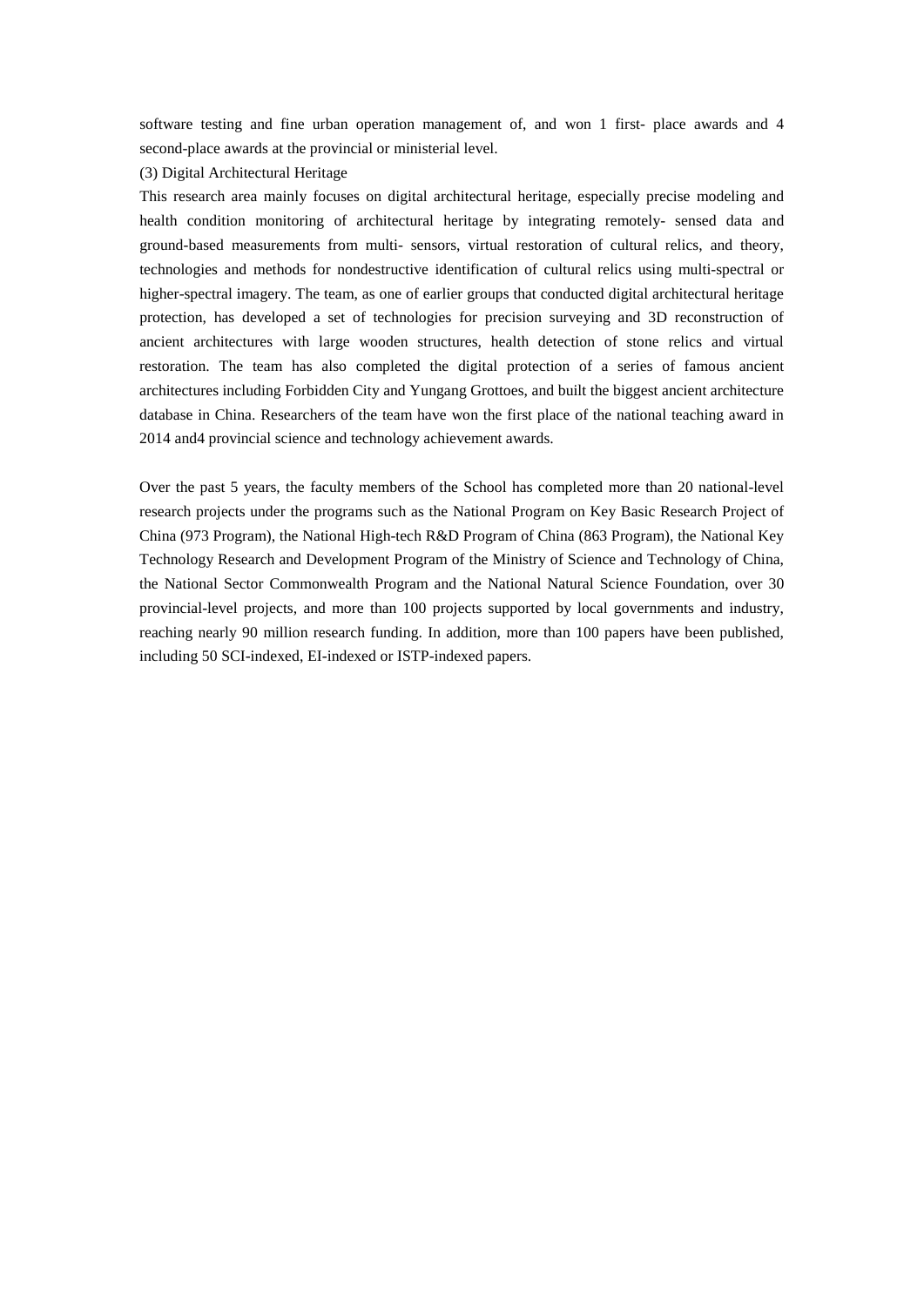software testing and fine urban operation management of, and won 1 first- place awards and 4 second-place awards at the provincial or ministerial level.

(3) Digital Architectural Heritage

This research area mainly focuses on digital architectural heritage, especially precise modeling and health condition monitoring of architectural heritage by integrating remotely- sensed data and ground-based measurements from multi- sensors, virtual restoration of cultural relics, and theory, technologies and methods for nondestructive identification of cultural relics using multi-spectral or higher-spectral imagery. The team, as one of earlier groups that conducted digital architectural heritage protection, has developed a set of technologies for precision surveying and 3D reconstruction of ancient architectures with large wooden structures, health detection of stone relics and virtual restoration. The team has also completed the digital protection of a series of famous ancient architectures including Forbidden City and Yungang Grottoes, and built the biggest ancient architecture database in China. Researchers of the team have won the first place of the national teaching award in 2014 and4 provincial science and technology achievement awards.

Over the past 5 years, the faculty members of the School has completed more than 20 national-level research projects under the programs such as the National Program on Key Basic Research Project of China (973 Program), the National High-tech R&D Program of China (863 Program), the National Key Technology Research and Development Program of the Ministry of Science and Technology of China, the National Sector Commonwealth Program and the National Natural Science Foundation, over 30 provincial-level projects, and more than 100 projects supported by local governments and industry, reaching nearly 90 million research funding. In addition, more than 100 papers have been published, including 50 SCI-indexed, EI-indexed or ISTP-indexed papers.